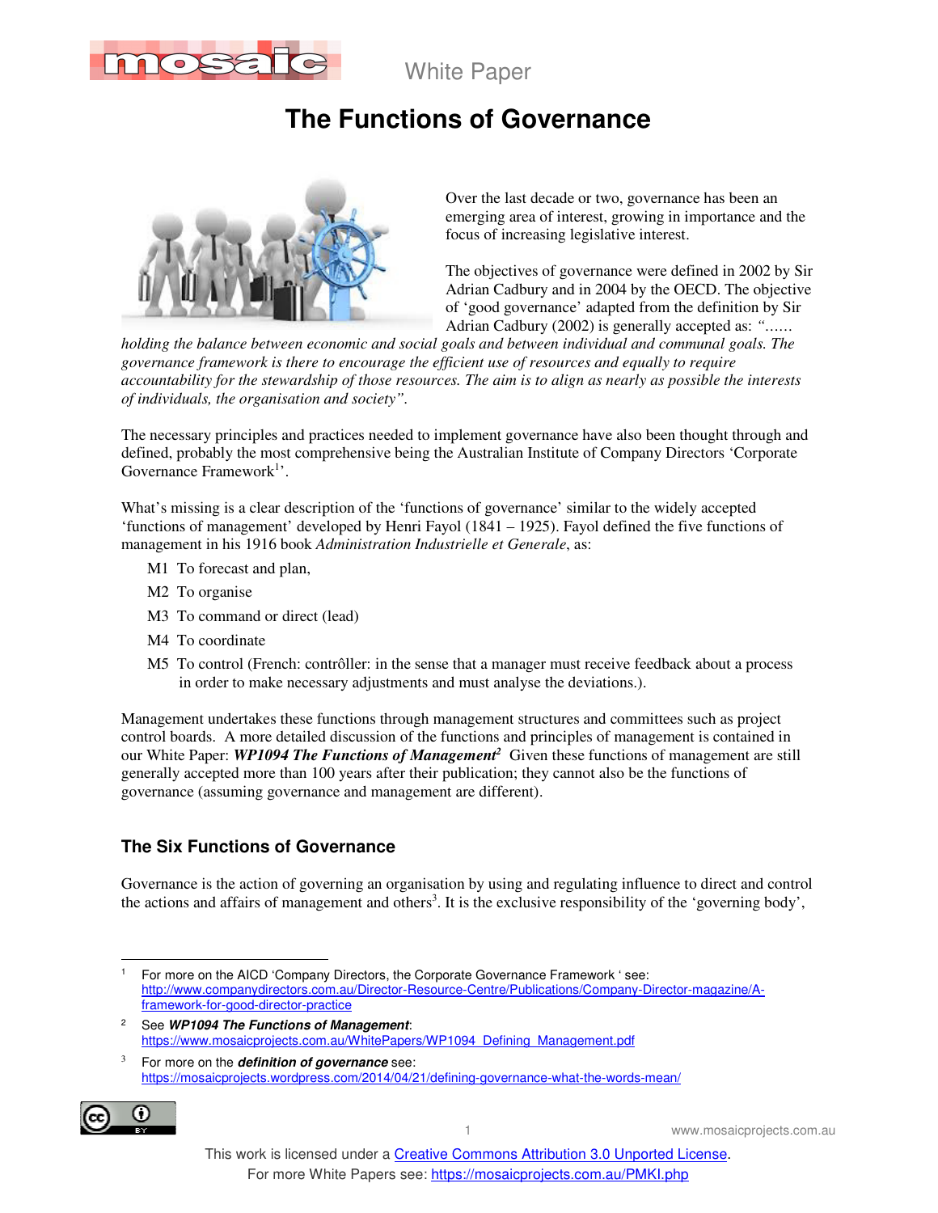White Paper

# The Functions of Governance

Over the last decade or two, governance has been an emerging area of interest, growing in importance and the focus of increasing legislative interest.

The objectives of governance were defined in 2002 by Sir Adrian Cadbury and in 2004 by the OECD. The objective of 'good governance' adapted from the definition by Sir Adrian Cadbury (2002) is generally accepted as: *"…… holding the balance between economic and social goals and between individual and communal goals. The governance framework is there to encourage the efficient use of resources and equally to require accountability for the stewardship of those resources. The aim is to align as nearly as possible the interests of individuals, the organisation and society".*

The necessary principles and practices needed to implement governance have also been thought through and defined, probably the most comprehensive being the Australian Institute of Company Directors 'Corporate Governance Framework[1]'.

What's missing is a clear description of the 'functions of governance' similar to the widely accepted 'functions of management' developed by Henri Fayol (1841 – 1925). Fayol defined the five functions of management in his 1916 book *Administration Industrielle et Generale*, as:

- M1 To forecast and plan,
- M2 To organise
- M3 To command or direct (lead)
- M4 To coordinate
- M5 To control (French: contrôller: in the sense that a manager must receive feedback about a process in order to make necessary adjustments and must analyse the deviations.).

Management undertakes these functions through management structures and committees such as project control boards. A more detailed discussion of the functions and principles of management is contained in our White Paper: ***WP1094 The Functions of Management***[2] Given these functions of management are still generally accepted more than 100 years after their publication; they cannot also be the functions of governance (assuming governance and management are different).

## The Six Functions of Governance

Governance is the action of governing an organisation by using and regulating influence to direct and control the actions and affairs of management and others[3]. It is the exclusive responsibility of the 'governing body',

---

[1] For more on the AICD 'Company Directors, the Corporate Governance Framework ' see: http://www.companydirectors.com.au/Director-Resource-Centre/Publications/Company-Director-magazine/A-framework-for-good-director-practice

[2] See ***WP1094 The Functions of Management***: https://www.mosaicprojects.com.au/WhitePapers/WP1094_Defining_Management.pdf

[3] For more on the ***definition of governance*** see: https://mosaicprojects.wordpress.com/2014/04/21/defining-governance-what-the-words-mean/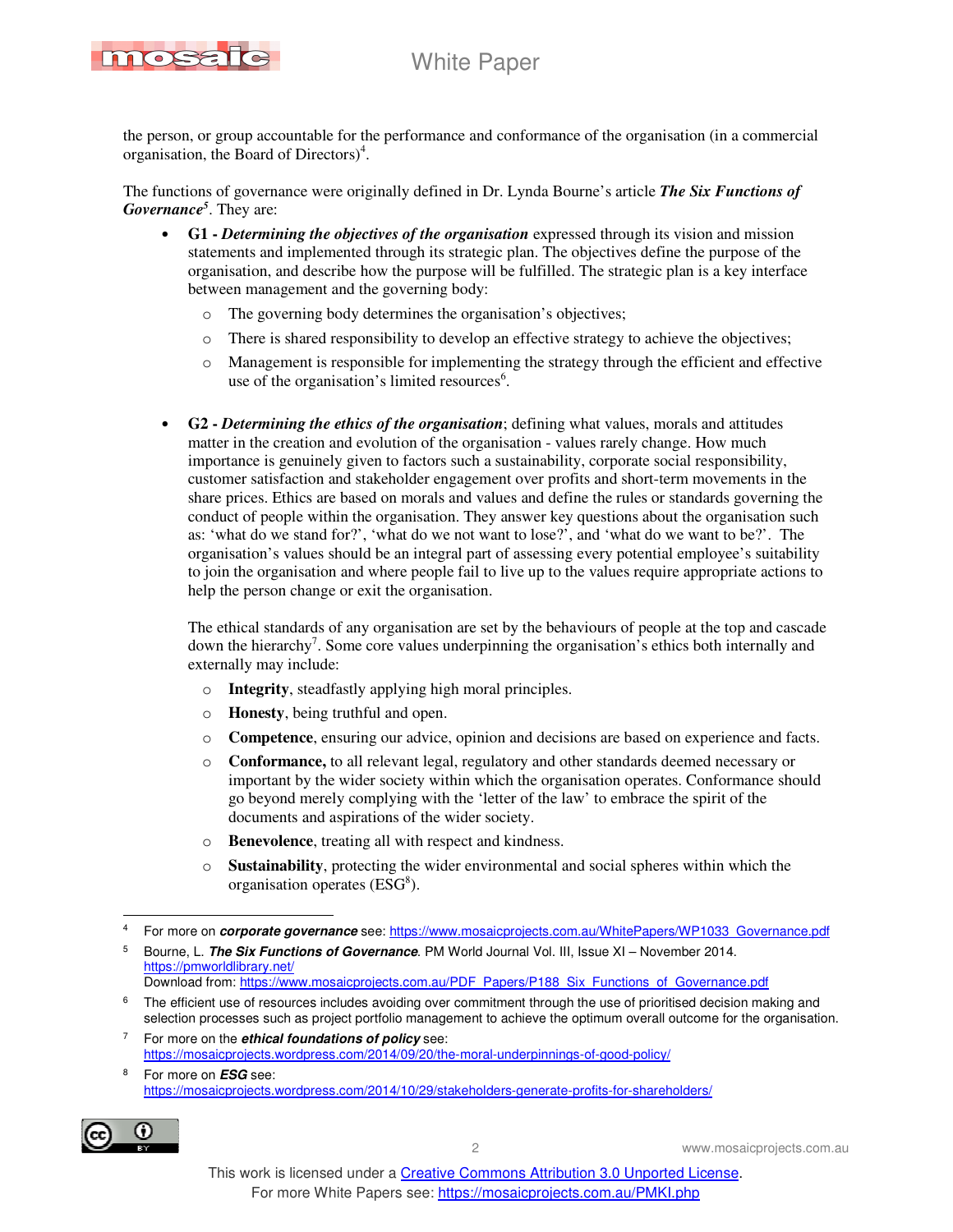the person, or group accountable for the performance and conformance of the organisation (in a commercial organisation, the Board of Directors)[4].

The functions of governance were originally defined in Dr. Lynda Bourne's article ***The Six Functions of Governance***[5]. They are:

- **G1 -** ***Determining the objectives of the organisation*** expressed through its vision and mission statements and implemented through its strategic plan. The objectives define the purpose of the organisation, and describe how the purpose will be fulfilled. The strategic plan is a key interface between management and the governing body:
  - The governing body determines the organisation's objectives;
  - There is shared responsibility to develop an effective strategy to achieve the objectives;
  - Management is responsible for implementing the strategy through the efficient and effective use of the organisation's limited resources[6].

- **G2 -** ***Determining the ethics of the organisation***; defining what values, morals and attitudes matter in the creation and evolution of the organisation - values rarely change. How much importance is genuinely given to factors such a sustainability, corporate social responsibility, customer satisfaction and stakeholder engagement over profits and short-term movements in the share prices. Ethics are based on morals and values and define the rules or standards governing the conduct of people within the organisation. They answer key questions about the organisation such as: 'what do we stand for?', 'what do we not want to lose?', and 'what do we want to be?'. The organisation's values should be an integral part of assessing every potential employee's suitability to join the organisation and where people fail to live up to the values require appropriate actions to help the person change or exit the organisation.

  The ethical standards of any organisation are set by the behaviours of people at the top and cascade down the hierarchy[7]. Some core values underpinning the organisation's ethics both internally and externally may include:
  - **Integrity**, steadfastly applying high moral principles.
  - **Honesty**, being truthful and open.
  - **Competence**, ensuring our advice, opinion and decisions are based on experience and facts.
  - **Conformance,** to all relevant legal, regulatory and other standards deemed necessary or important by the wider society within which the organisation operates. Conformance should go beyond merely complying with the 'letter of the law' to embrace the spirit of the documents and aspirations of the wider society.
  - **Benevolence**, treating all with respect and kindness.
  - **Sustainability**, protecting the wider environmental and social spheres within which the organisation operates (ESG[8]).

---

[4] For more on ***corporate governance*** see: https://www.mosaicprojects.com.au/WhitePapers/WP1033_Governance.pdf

[5] Bourne, L. ***The Six Functions of Governance***. PM World Journal Vol. III, Issue XI – November 2014. https://pmworldlibrary.net/
Download from: https://www.mosaicprojects.com.au/PDF_Papers/P188_Six_Functions_of_Governance.pdf

[6] The efficient use of resources includes avoiding over commitment through the use of prioritised decision making and selection processes such as project portfolio management to achieve the optimum overall outcome for the organisation.

[7] For more on the ***ethical foundations of policy*** see: https://mosaicprojects.wordpress.com/2014/09/20/the-moral-underpinnings-of-good-policy/

[8] For more on ***ESG*** see: https://mosaicprojects.wordpress.com/2014/10/29/stakeholders-generate-profits-for-shareholders/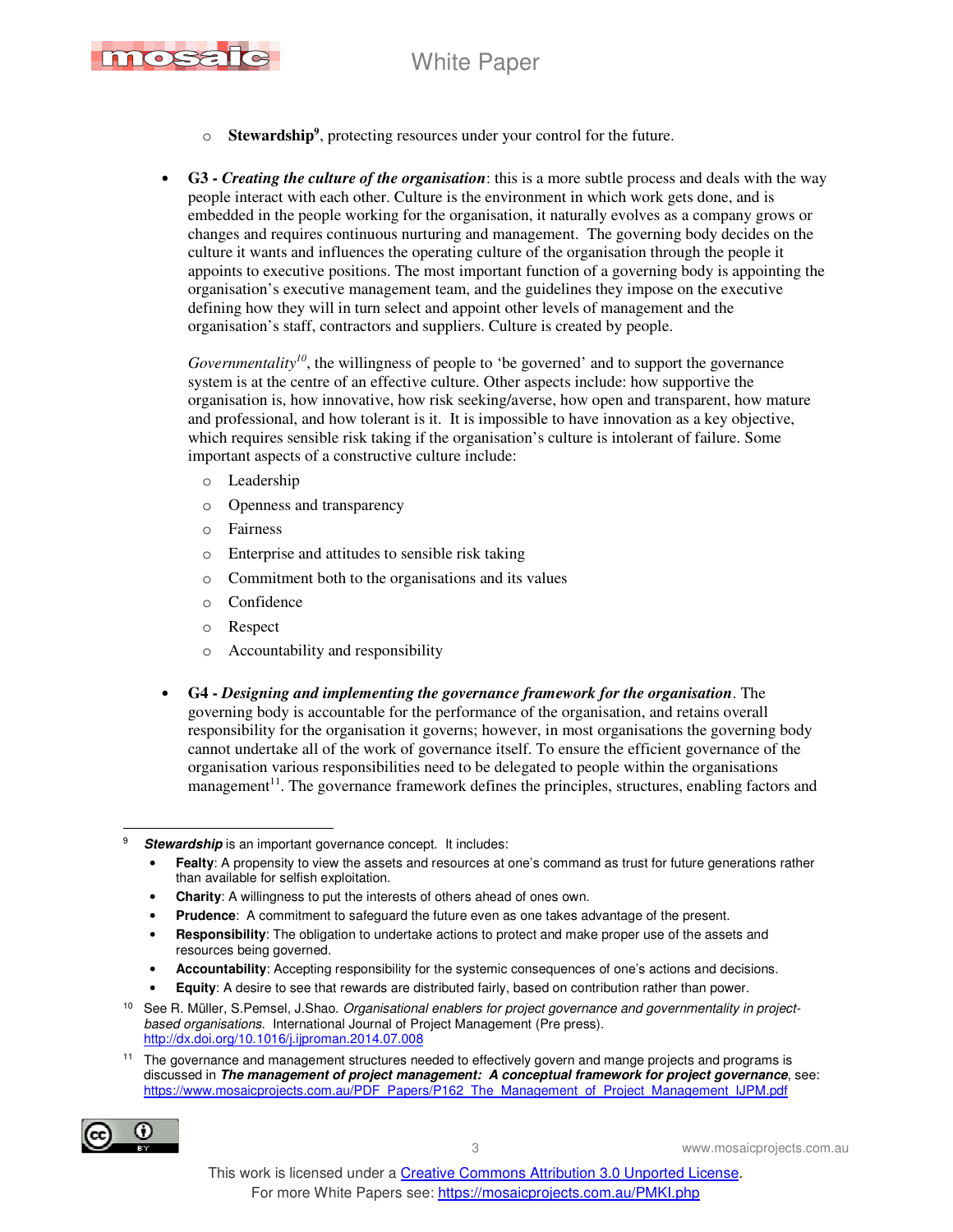- **Stewardship**[9], protecting resources under your control for the future.

- **G3 -** ***Creating the culture of the organisation***: this is a more subtle process and deals with the way people interact with each other. Culture is the environment in which work gets done, and is embedded in the people working for the organisation, it naturally evolves as a company grows or changes and requires continuous nurturing and management. The governing body decides on the culture it wants and influences the operating culture of the organisation through the people it appoints to executive positions. The most important function of a governing body is appointing the organisation's executive management team, and the guidelines they impose on the executive defining how they will in turn select and appoint other levels of management and the organisation's staff, contractors and suppliers. Culture is created by people.

  *Governmentality*[10], the willingness of people to 'be governed' and to support the governance system is at the centre of an effective culture. Other aspects include: how supportive the organisation is, how innovative, how risk seeking/averse, how open and transparent, how mature and professional, and how tolerant is it. It is impossible to have innovation as a key objective, which requires sensible risk taking if the organisation's culture is intolerant of failure. Some important aspects of a constructive culture include:

    - Leadership
    - Openness and transparency
    - Fairness
    - Enterprise and attitudes to sensible risk taking
    - Commitment both to the organisations and its values
    - Confidence
    - Respect
    - Accountability and responsibility

- **G4 -** ***Designing and implementing the governance framework for the organisation***. The governing body is accountable for the performance of the organisation, and retains overall responsibility for the organisation it governs; however, in most organisations the governing body cannot undertake all of the work of governance itself. To ensure the efficient governance of the organisation various responsibilities need to be delegated to people within the organisations management[11]. The governance framework defines the principles, structures, enabling factors and

---

[9] ***Stewardship*** is an important governance concept. It includes:

- **Fealty**: A propensity to view the assets and resources at one's command as trust for future generations rather than available for selfish exploitation.
- **Charity**: A willingness to put the interests of others ahead of ones own.
- **Prudence**: A commitment to safeguard the future even as one takes advantage of the present.
- **Responsibility**: The obligation to undertake actions to protect and make proper use of the assets and resources being governed.
- **Accountability**: Accepting responsibility for the systemic consequences of one's actions and decisions.
- **Equity**: A desire to see that rewards are distributed fairly, based on contribution rather than power.

[10] See R. Müller, S.Pemsel, J.Shao. *Organisational enablers for project governance and governmentality in project-based organisations.* International Journal of Project Management (Pre press). http://dx.doi.org/10.1016/j.ijproman.2014.07.008

[11] The governance and management structures needed to effectively govern and mange projects and programs is discussed in ***The management of project management: A conceptual framework for project governance***, see: https://www.mosaicprojects.com.au/PDF_Papers/P162_The_Management_of_Project_Management_IJPM.pdf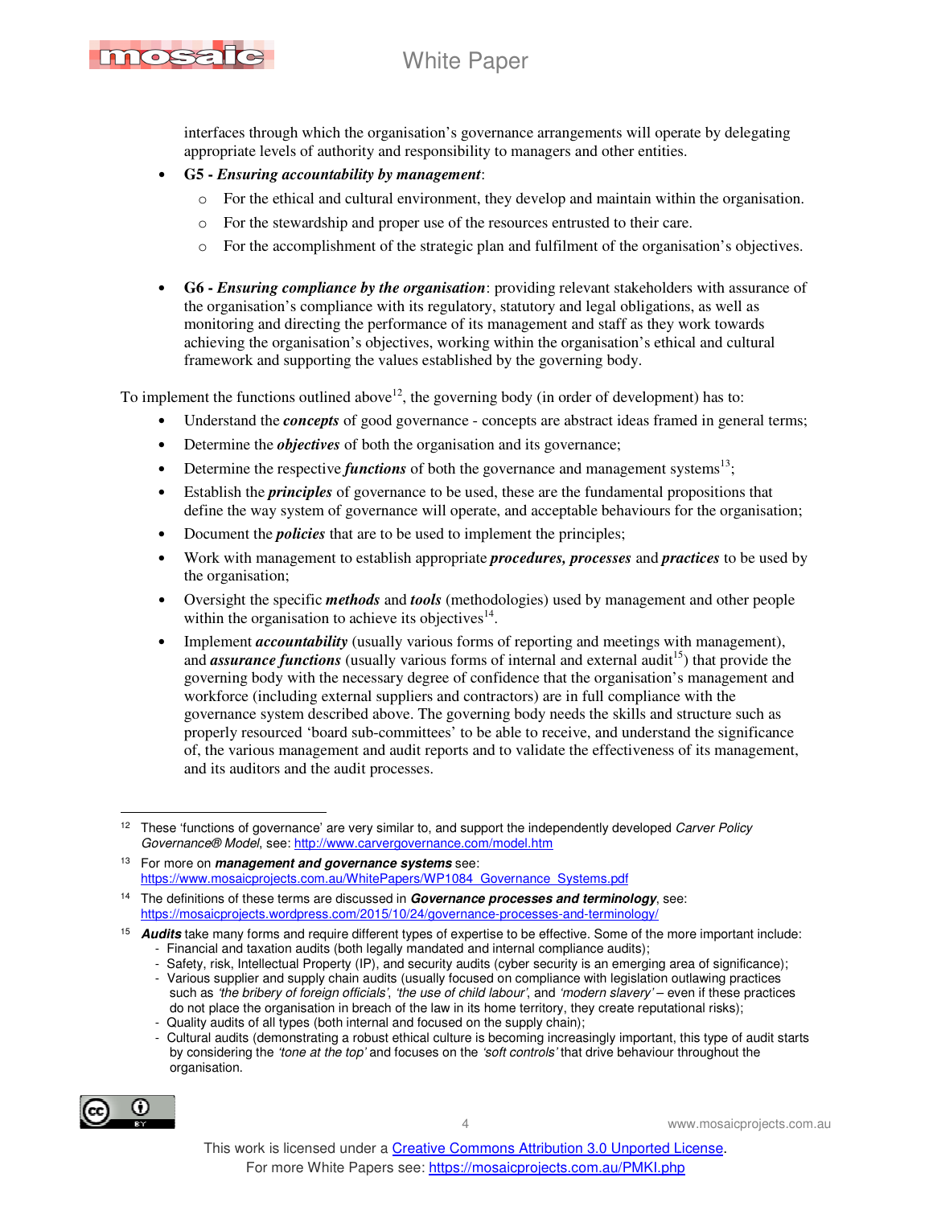interfaces through which the organisation's governance arrangements will operate by delegating appropriate levels of authority and responsibility to managers and other entities.

- **G5 -** ***Ensuring accountability by management***:
  - For the ethical and cultural environment, they develop and maintain within the organisation.
  - For the stewardship and proper use of the resources entrusted to their care.
  - For the accomplishment of the strategic plan and fulfilment of the organisation's objectives.

- **G6 -** ***Ensuring compliance by the organisation***: providing relevant stakeholders with assurance of the organisation's compliance with its regulatory, statutory and legal obligations, as well as monitoring and directing the performance of its management and staff as they work towards achieving the organisation's objectives, working within the organisation's ethical and cultural framework and supporting the values established by the governing body.

To implement the functions outlined above[12], the governing body (in order of development) has to:

- Understand the ***concepts*** of good governance - concepts are abstract ideas framed in general terms;
- Determine the ***objectives*** of both the organisation and its governance;
- Determine the respective ***functions*** of both the governance and management systems[13];
- Establish the ***principles*** of governance to be used, these are the fundamental propositions that define the way system of governance will operate, and acceptable behaviours for the organisation;
- Document the ***policies*** that are to be used to implement the principles;
- Work with management to establish appropriate ***procedures, processes*** and ***practices*** to be used by the organisation;
- Oversight the specific ***methods*** and ***tools*** (methodologies) used by management and other people within the organisation to achieve its objectives[14].
- Implement ***accountability*** (usually various forms of reporting and meetings with management), and ***assurance functions*** (usually various forms of internal and external audit[15]) that provide the governing body with the necessary degree of confidence that the organisation's management and workforce (including external suppliers and contractors) are in full compliance with the governance system described above. The governing body needs the skills and structure such as properly resourced 'board sub-committees' to be able to receive, and understand the significance of, the various management and audit reports and to validate the effectiveness of its management, and its auditors and the audit processes.

---

[12] These 'functions of governance' are very similar to, and support the independently developed *Carver Policy Governance® Model*, see: http://www.carvergovernance.com/model.htm

[13] For more on ***management and governance systems*** see: https://www.mosaicprojects.com.au/WhitePapers/WP1084_Governance_Systems.pdf

[14] The definitions of these terms are discussed in ***Governance processes and terminology***, see: https://mosaicprojects.wordpress.com/2015/10/24/governance-processes-and-terminology/

[15] ***Audits*** take many forms and require different types of expertise to be effective. Some of the more important include:
- Financial and taxation audits (both legally mandated and internal compliance audits);
- Safety, risk, Intellectual Property (IP), and security audits (cyber security is an emerging area of significance);
- Various supplier and supply chain audits (usually focused on compliance with legislation outlawing practices such as *'the bribery of foreign officials'*, *'the use of child labour'*, and *'modern slavery'* – even if these practices do not place the organisation in breach of the law in its home territory, they create reputational risks);
- Quality audits of all types (both internal and focused on the supply chain);
- Cultural audits (demonstrating a robust ethical culture is becoming increasingly important, this type of audit starts by considering the *'tone at the top'* and focuses on the *'soft controls'* that drive behaviour throughout the organisation.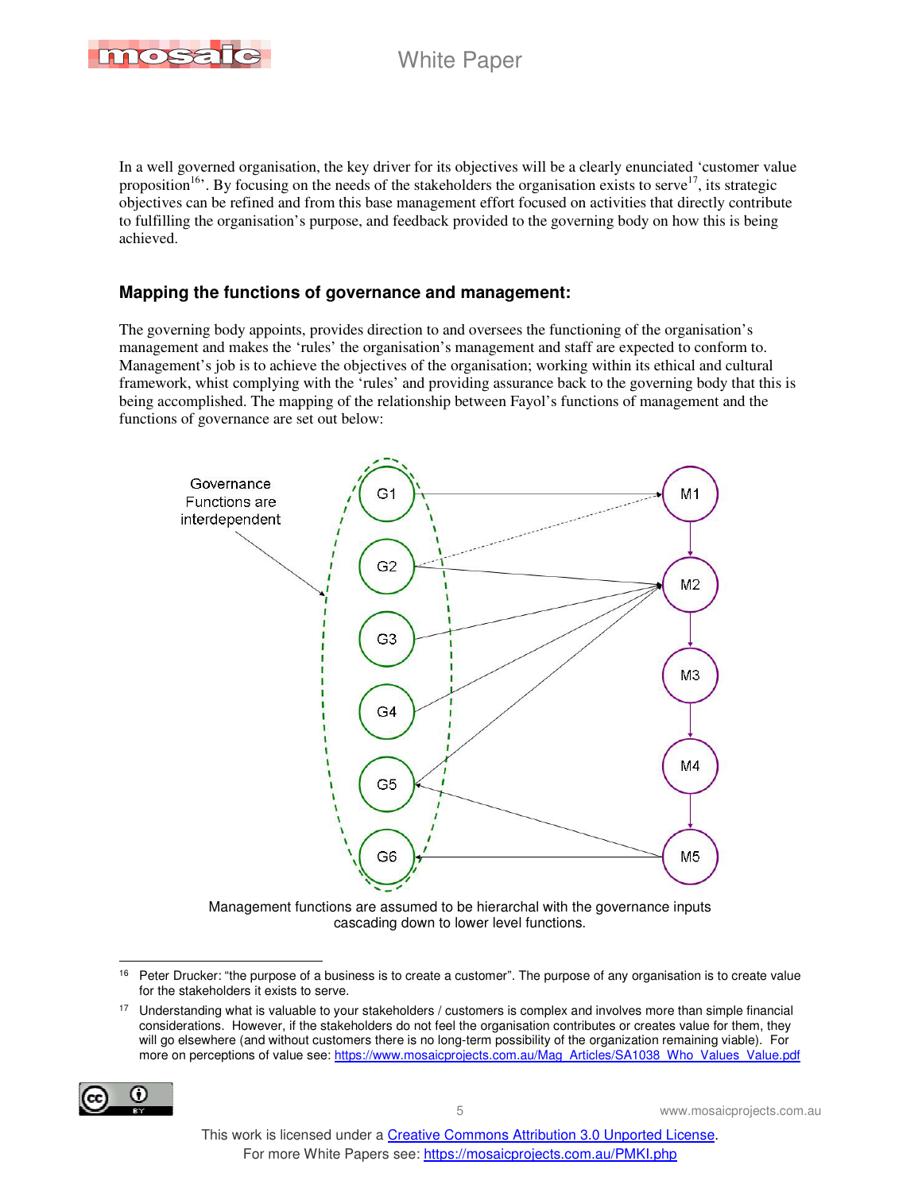In a well governed organisation, the key driver for its objectives will be a clearly enunciated 'customer value proposition[16]'. By focusing on the needs of the stakeholders the organisation exists to serve[17], its strategic objectives can be refined and from this base management effort focused on activities that directly contribute to fulfilling the organisation's purpose, and feedback provided to the governing body on how this is being achieved.

## Mapping the functions of governance and management:

The governing body appoints, provides direction to and oversees the functioning of the organisation's management and makes the 'rules' the organisation's management and staff are expected to conform to. Management's job is to achieve the objectives of the organisation; working within its ethical and cultural framework, whist complying with the 'rules' and providing assurance back to the governing body that this is being accomplished. The mapping of the relationship between Fayol's functions of management and the functions of governance are set out below:

Governance Functions are interdependent

G1, G2, G3, G4, G5, G6 — M1, M2, M3, M4, M5

Management functions are assumed to be hierarchal with the governance inputs cascading down to lower level functions.

---

[16] Peter Drucker: "the purpose of a business is to create a customer". The purpose of any organisation is to create value for the stakeholders it exists to serve.

[17] Understanding what is valuable to your stakeholders / customers is complex and involves more than simple financial considerations. However, if the stakeholders do not feel the organisation contributes or creates value for them, they will go elsewhere (and without customers there is no long-term possibility of the organization remaining viable). For more on perceptions of value see: https://www.mosaicprojects.com.au/Mag_Articles/SA1038_Who_Values_Value.pdf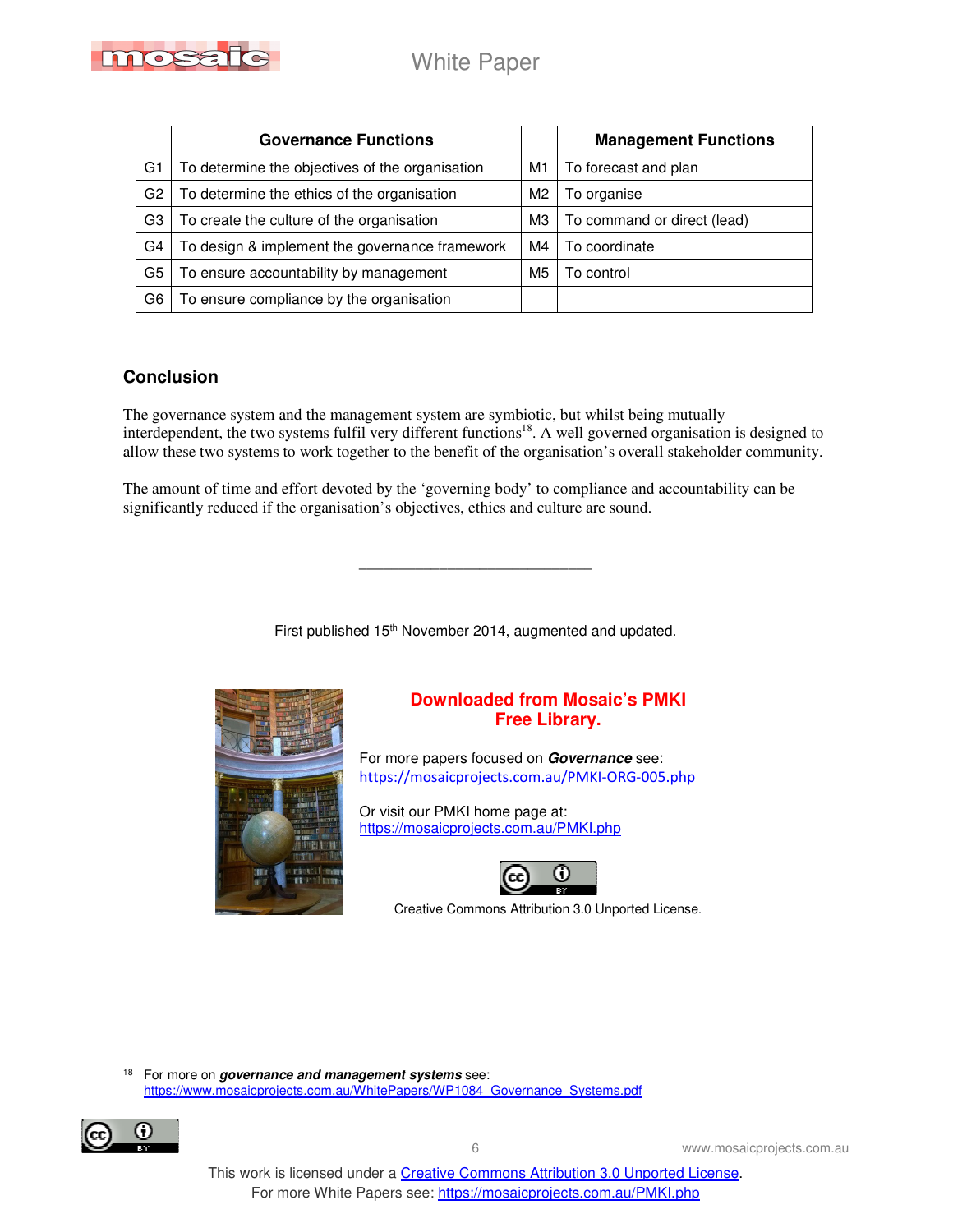| | Governance Functions | | Management Functions |
|---|---|---|---|
| G1 | To determine the objectives of the organisation | M1 | To forecast and plan |
| G2 | To determine the ethics of the organisation | M2 | To organise |
| G3 | To create the culture of the organisation | M3 | To command or direct (lead) |
| G4 | To design & implement the governance framework | M4 | To coordinate |
| G5 | To ensure accountability by management | M5 | To control |
| G6 | To ensure compliance by the organisation | | |

## Conclusion

The governance system and the management system are symbiotic, but whilst being mutually interdependent, the two systems fulfil very different functions[18]. A well governed organisation is designed to allow these two systems to work together to the benefit of the organisation's overall stakeholder community.

The amount of time and effort devoted by the 'governing body' to compliance and accountability can be significantly reduced if the organisation's objectives, ethics and culture are sound.

\_\_\_\_\_\_\_\_\_\_\_\_\_\_\_\_\_\_\_\_\_\_\_\_\_\_\_\_\_

First published 15th November 2014, augmented and updated.

**Downloaded from Mosaic's PMKI Free Library.**

For more papers focused on ***Governance*** see:
https://mosaicprojects.com.au/PMKI-ORG-005.php

Or visit our PMKI home page at:
https://mosaicprojects.com.au/PMKI.php

Creative Commons Attribution 3.0 Unported License.

[18] For more on ***governance and management systems*** see: https://www.mosaicprojects.com.au/WhitePapers/WP1084_Governance_Systems.pdf